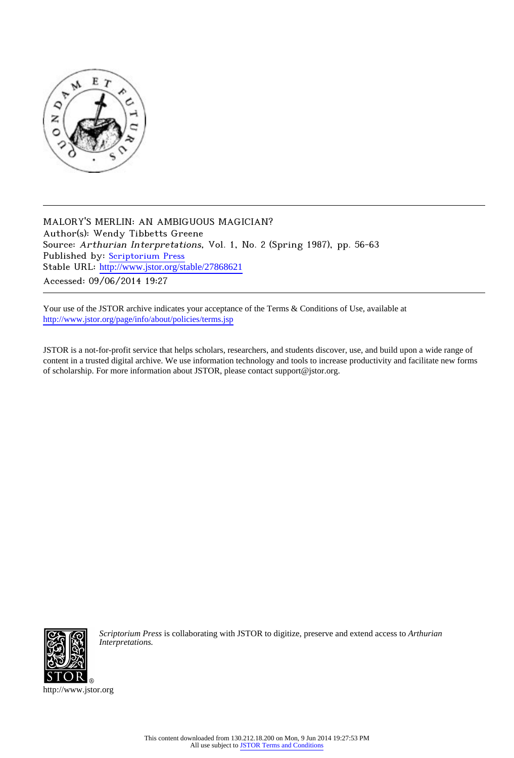MALORY'S MERLIN: AN AMBIGUOUS MAGICIAN?
Author(s): Wendy Tibbetts Greene
Source: *Arthurian Interpretations*, Vol. 1, No. 2 (Spring 1987), pp. 56-63
Published by: Scriptorium Press
Stable URL: http://www.jstor.org/stable/27868621
Accessed: 09/06/2014 19:27

Your use of the JSTOR archive indicates your acceptance of the Terms & Conditions of Use, available at http://www.jstor.org/page/info/about/policies/terms.jsp

JSTOR is a not-for-profit service that helps scholars, researchers, and students discover, use, and build upon a wide range of content in a trusted digital archive. We use information technology and tools to increase productivity and facilitate new forms of scholarship. For more information about JSTOR, please contact support@jstor.org.

*Scriptorium Press* is collaborating with JSTOR to digitize, preserve and extend access to *Arthurian Interpretations.*

http://www.jstor.org

This content downloaded from 130.212.18.200 on Mon, 9 Jun 2014 19:27:53 PM
All use subject to JSTOR Terms and Conditions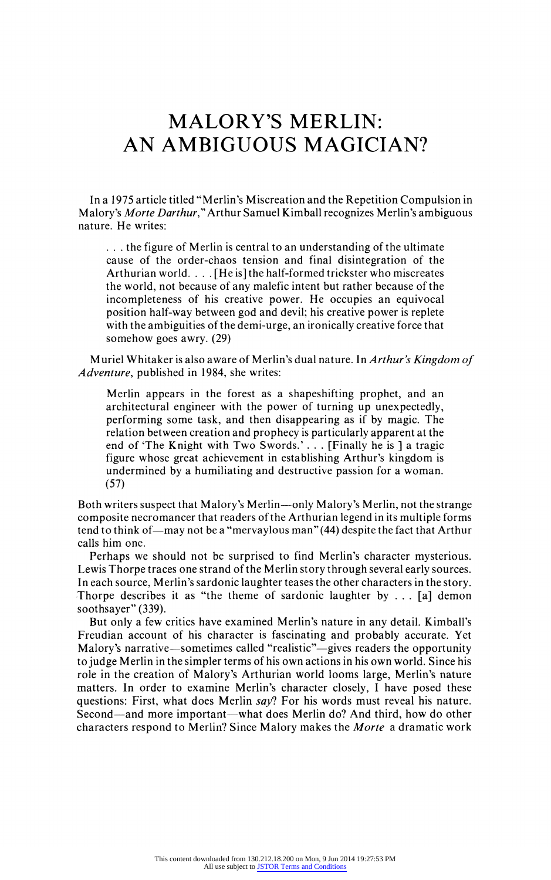# MALORY'S MERLIN: AN AMBIGUOUS MAGICIAN?

In a 1975 article titled "Merlin's Miscreation and the Repetition Compulsion in Malory's *Morte Darthur*," Arthur Samuel Kimball recognizes Merlin's ambiguous nature. He writes:

> . . . the figure of Merlin is central to an understanding of the ultimate cause of the order-chaos tension and final disintegration of the Arthurian world. . . . [He is] the half-formed trickster who miscreates the world, not because of any malefic intent but rather because of the incompleteness of his creative power. He occupies an equivocal position half-way between god and devil; his creative power is replete with the ambiguities of the demi-urge, an ironically creative force that somehow goes awry. (29)

Muriel Whitaker is also aware of Merlin's dual nature. In *Arthur's Kingdom of Adventure*, published in 1984, she writes:

> Merlin appears in the forest as a shapeshifting prophet, and an architectural engineer with the power of turning up unexpectedly, performing some task, and then disappearing as if by magic. The relation between creation and prophecy is particularly apparent at the end of 'The Knight with Two Swords.' . . . [Finally he is ] a tragic figure whose great achievement in establishing Arthur's kingdom is undermined by a humiliating and destructive passion for a woman. (57)

Both writers suspect that Malory's Merlin—only Malory's Merlin, not the strange composite necromancer that readers of the Arthurian legend in its multiple forms tend to think of—may not be a "mervaylous man" (44) despite the fact that Arthur calls him one.

Perhaps we should not be surprised to find Merlin's character mysterious. Lewis Thorpe traces one strand of the Merlin story through several early sources. In each source, Merlin's sardonic laughter teases the other characters in the story. Thorpe describes it as "the theme of sardonic laughter by . . . [a] demon soothsayer" (339).

But only a few critics have examined Merlin's nature in any detail. Kimball's Freudian account of his character is fascinating and probably accurate. Yet Malory's narrative—sometimes called "realistic"—gives readers the opportunity to judge Merlin in the simpler terms of his own actions in his own world. Since his role in the creation of Malory's Arthurian world looms large, Merlin's nature matters. In order to examine Merlin's character closely, I have posed these questions: First, what does Merlin *say*? For his words must reveal his nature. Second—and more important—what does Merlin do? And third, how do other characters respond to Merlin? Since Malory makes the *Morte* a dramatic work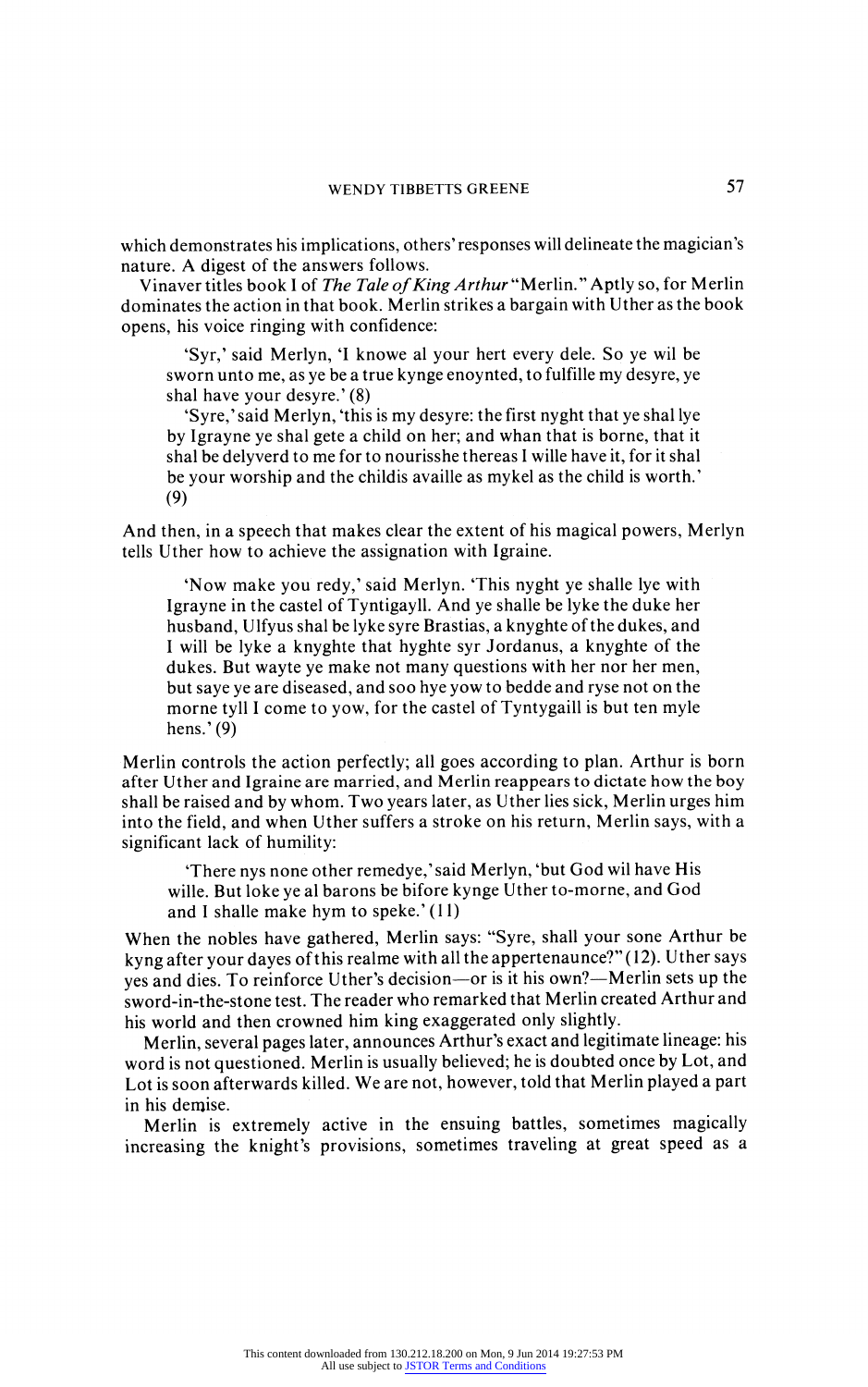which demonstrates his implications, others' responses will delineate the magician's nature. A digest of the answers follows.

Vinaver titles book I of *The Tale of King Arthur* "Merlin." Aptly so, for Merlin dominates the action in that book. Merlin strikes a bargain with Uther as the book opens, his voice ringing with confidence:

> 'Syr,' said Merlyn, 'I knowe al your hert every dele. So ye wil be sworn unto me, as ye be a true kynge enoynted, to fulfille my desyre, ye shal have your desyre.' (8)
>
> 'Syre,' said Merlyn, 'this is my desyre: the first nyght that ye shal lye by Igrayne ye shal gete a child on her; and whan that is borne, that it shal be delyverd to me for to nourisshe thereas I wille have it, for it shal be your worship and the childis availle as mykel as the child is worth.' (9)

And then, in a speech that makes clear the extent of his magical powers, Merlyn tells Uther how to achieve the assignation with Igraine.

> 'Now make you redy,' said Merlyn. 'This nyght ye shalle lye with Igrayne in the castel of Tyntigayll. And ye shalle be lyke the duke her husband, Ulfyus shal be lyke syre Brastias, a knyghte of the dukes, and I will be lyke a knyghte that hyghte syr Jordanus, a knyghte of the dukes. But wayte ye make not many questions with her nor her men, but saye ye are diseased, and soo hye yow to bedde and ryse not on the morne tyll I come to yow, for the castel of Tyntygaill is but ten myle hens.' (9)

Merlin controls the action perfectly; all goes according to plan. Arthur is born after Uther and Igraine are married, and Merlin reappears to dictate how the boy shall be raised and by whom. Two years later, as Uther lies sick, Merlin urges him into the field, and when Uther suffers a stroke on his return, Merlin says, with a significant lack of humility:

> 'There nys none other remedye,' said Merlyn, 'but God wil have His wille. But loke ye al barons be bifore kynge Uther to-morne, and God and I shalle make hym to speke.' (11)

When the nobles have gathered, Merlin says: "Syre, shall your sone Arthur be kyng after your dayes of this realme with all the appertenaunce?" (12). Uther says yes and dies. To reinforce Uther's decision—or is it his own?—Merlin sets up the sword-in-the-stone test. The reader who remarked that Merlin created Arthur and his world and then crowned him king exaggerated only slightly.

Merlin, several pages later, announces Arthur's exact and legitimate lineage: his word is not questioned. Merlin is usually believed; he is doubted once by Lot, and Lot is soon afterwards killed. We are not, however, told that Merlin played a part in his demise.

Merlin is extremely active in the ensuing battles, sometimes magically increasing the knight's provisions, sometimes traveling at great speed as a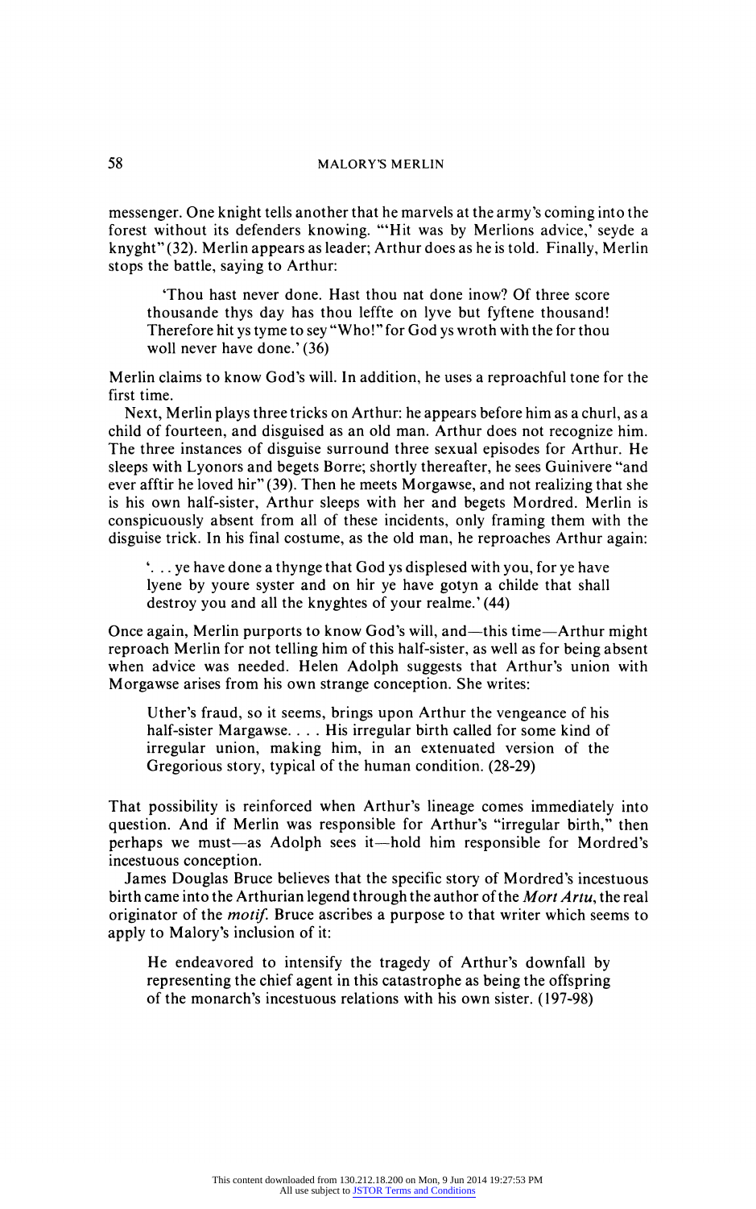messenger. One knight tells another that he marvels at the army's coming into the forest without its defenders knowing. "'Hit was by Merlions advice,' seyde a knyght" (32). Merlin appears as leader; Arthur does as he is told. Finally, Merlin stops the battle, saying to Arthur:

> 'Thou hast never done. Hast thou nat done inow? Of three score thousande thys day has thou leffte on lyve but fyftene thousand! Therefore hit ys tyme to sey "Who!" for God ys wroth with the for thou woll never have done.' (36)

Merlin claims to know God's will. In addition, he uses a reproachful tone for the first time.

Next, Merlin plays three tricks on Arthur: he appears before him as a churl, as a child of fourteen, and disguised as an old man. Arthur does not recognize him. The three instances of disguise surround three sexual episodes for Arthur. He sleeps with Lyonors and begets Borre; shortly thereafter, he sees Guinivere "and ever afftir he loved hir" (39). Then he meets Morgawse, and not realizing that she is his own half-sister, Arthur sleeps with her and begets Mordred. Merlin is conspicuously absent from all of these incidents, only framing them with the disguise trick. In his final costume, as the old man, he reproaches Arthur again:

> '. . . ye have done a thynge that God ys displesed with you, for ye have lyene by youre syster and on hir ye have gotyn a childe that shall destroy you and all the knyghtes of your realme.' (44)

Once again, Merlin purports to know God's will, and—this time—Arthur might reproach Merlin for not telling him of this half-sister, as well as for being absent when advice was needed. Helen Adolph suggests that Arthur's union with Morgawse arises from his own strange conception. She writes:

> Uther's fraud, so it seems, brings upon Arthur the vengeance of his half-sister Margawse. . . . His irregular birth called for some kind of irregular union, making him, in an extenuated version of the Gregorious story, typical of the human condition. (28-29)

That possibility is reinforced when Arthur's lineage comes immediately into question. And if Merlin was responsible for Arthur's "irregular birth," then perhaps we must—as Adolph sees it—hold him responsible for Mordred's incestuous conception.

James Douglas Bruce believes that the specific story of Mordred's incestuous birth came into the Arthurian legend through the author of the *Mort Artu*, the real originator of the *motif*. Bruce ascribes a purpose to that writer which seems to apply to Malory's inclusion of it:

> He endeavored to intensify the tragedy of Arthur's downfall by representing the chief agent in this catastrophe as being the offspring of the monarch's incestuous relations with his own sister. (197-98)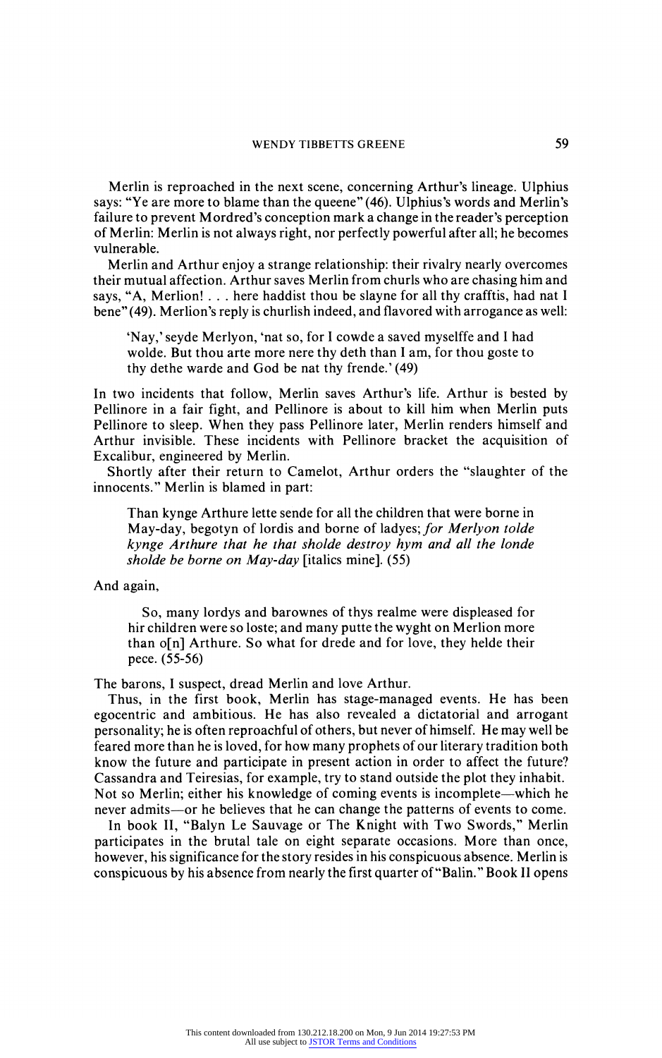Merlin is reproached in the next scene, concerning Arthur's lineage. Ulphius says: "Ye are more to blame than the queene" (46). Ulphius's words and Merlin's failure to prevent Mordred's conception mark a change in the reader's perception of Merlin: Merlin is not always right, nor perfectly powerful after all; he becomes vulnerable.

Merlin and Arthur enjoy a strange relationship: their rivalry nearly overcomes their mutual affection. Arthur saves Merlin from churls who are chasing him and says, "A, Merlion! . . . here haddist thou be slayne for all thy crafftis, had nat I bene" (49). Merlion's reply is churlish indeed, and flavored with arrogance as well:

> 'Nay,' seyde Merlyon, 'nat so, for I cowde a saved myselffe and I had wolde. But thou arte more nere thy deth than I am, for thou goste to thy dethe warde and God be nat thy frende.' (49)

In two incidents that follow, Merlin saves Arthur's life. Arthur is bested by Pellinore in a fair fight, and Pellinore is about to kill him when Merlin puts Pellinore to sleep. When they pass Pellinore later, Merlin renders himself and Arthur invisible. These incidents with Pellinore bracket the acquisition of Excalibur, engineered by Merlin.

Shortly after their return to Camelot, Arthur orders the "slaughter of the innocents." Merlin is blamed in part:

> Than kynge Arthure lette sende for all the children that were borne in May-day, begotyn of lordis and borne of ladyes; *for Merlyon tolde kynge Arthure that he that sholde destroy hym and all the londe sholde be borne on May-day* [italics mine]. (55)

And again,

> So, many lordys and barownes of thys realme were displeased for hir children were so loste; and many putte the wyght on Merlion more than o[n] Arthure. So what for drede and for love, they helde their pece. (55-56)

The barons, I suspect, dread Merlin and love Arthur.

Thus, in the first book, Merlin has stage-managed events. He has been egocentric and ambitious. He has also revealed a dictatorial and arrogant personality; he is often reproachful of others, but never of himself. He may well be feared more than he is loved, for how many prophets of our literary tradition both know the future and participate in present action in order to affect the future? Cassandra and Teiresias, for example, try to stand outside the plot they inhabit. Not so Merlin; either his knowledge of coming events is incomplete—which he never admits—or he believes that he can change the patterns of events to come.

In book II, "Balyn Le Sauvage or The Knight with Two Swords," Merlin participates in the brutal tale on eight separate occasions. More than once, however, his significance for the story resides in his conspicuous absence. Merlin is conspicuous by his absence from nearly the first quarter of "Balin." Book II opens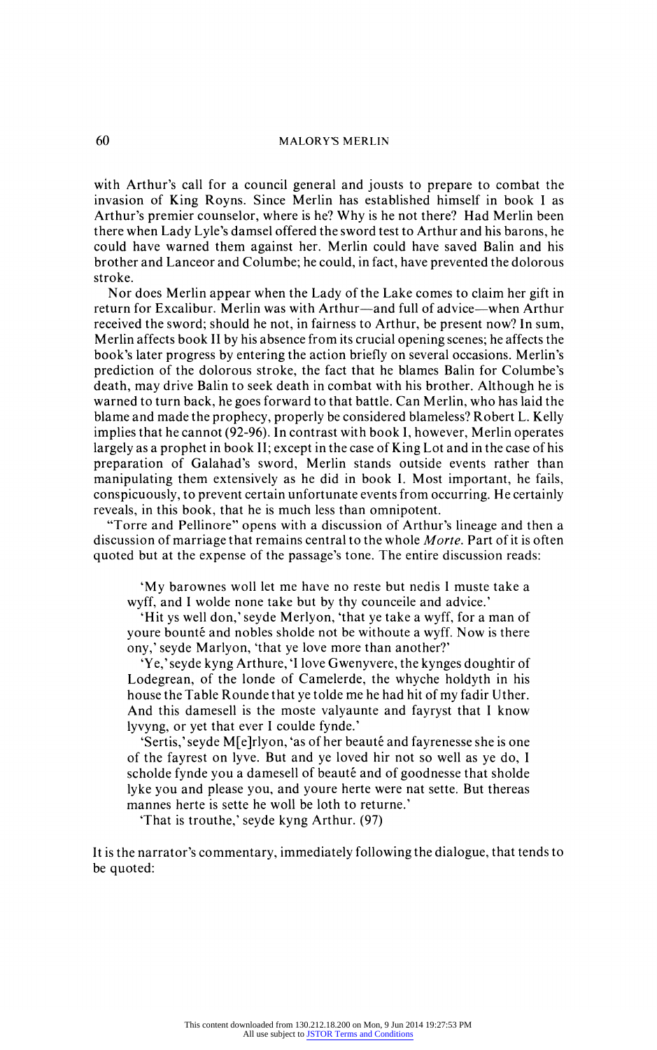with Arthur's call for a council general and jousts to prepare to combat the invasion of King Royns. Since Merlin has established himself in book I as Arthur's premier counselor, where is he? Why is he not there? Had Merlin been there when Lady Lyle's damsel offered the sword test to Arthur and his barons, he could have warned them against her. Merlin could have saved Balin and his brother and Lanceor and Columbe; he could, in fact, have prevented the dolorous stroke.

Nor does Merlin appear when the Lady of the Lake comes to claim her gift in return for Excalibur. Merlin was with Arthur—and full of advice—when Arthur received the sword; should he not, in fairness to Arthur, be present now? In sum, Merlin affects book II by his absence from its crucial opening scenes; he affects the book's later progress by entering the action briefly on several occasions. Merlin's prediction of the dolorous stroke, the fact that he blames Balin for Columbe's death, may drive Balin to seek death in combat with his brother. Although he is warned to turn back, he goes forward to that battle. Can Merlin, who has laid the blame and made the prophecy, properly be considered blameless? Robert L. Kelly implies that he cannot (92-96). In contrast with book I, however, Merlin operates largely as a prophet in book II; except in the case of King Lot and in the case of his preparation of Galahad's sword, Merlin stands outside events rather than manipulating them extensively as he did in book I. Most important, he fails, conspicuously, to prevent certain unfortunate events from occurring. He certainly reveals, in this book, that he is much less than omnipotent.

"Torre and Pellinore" opens with a discussion of Arthur's lineage and then a discussion of marriage that remains central to the whole *Morte*. Part of it is often quoted but at the expense of the passage's tone. The entire discussion reads:

> 'My barownes woll let me have no reste but nedis I muste take a wyff, and I wolde none take but by thy counceile and advice.'
>
> 'Hit ys well don,' seyde Merlyon, 'that ye take a wyff, for a man of youre bounté and nobles sholde not be withoute a wyff. Now is there ony,' seyde Marlyon, 'that ye love more than another?'
>
> 'Ye,' seyde kyng Arthure, 'I love Gwenyvere, the kynges doughtir of Lodegrean, of the londe of Camelerde, the whyche holdyth in his house the Table Rounde that ye tolde me he had hit of my fadir Uther. And this damesell is the moste valyaunte and fayryst that I know lyvyng, or yet that ever I coulde fynde.'
>
> 'Sertis,' seyde M[e]rlyon, 'as of her beauté and fayrenesse she is one of the fayrest on lyve. But and ye loved hir not so well as ye do, I scholde fynde you a damesell of beauté and of goodnesse that sholde lyke you and please you, and youre herte were nat sette. But thereas mannes herte is sette he woll be loth to returne.'
>
> 'That is trouthe,' seyde kyng Arthur. (97)

It is the narrator's commentary, immediately following the dialogue, that tends to be quoted: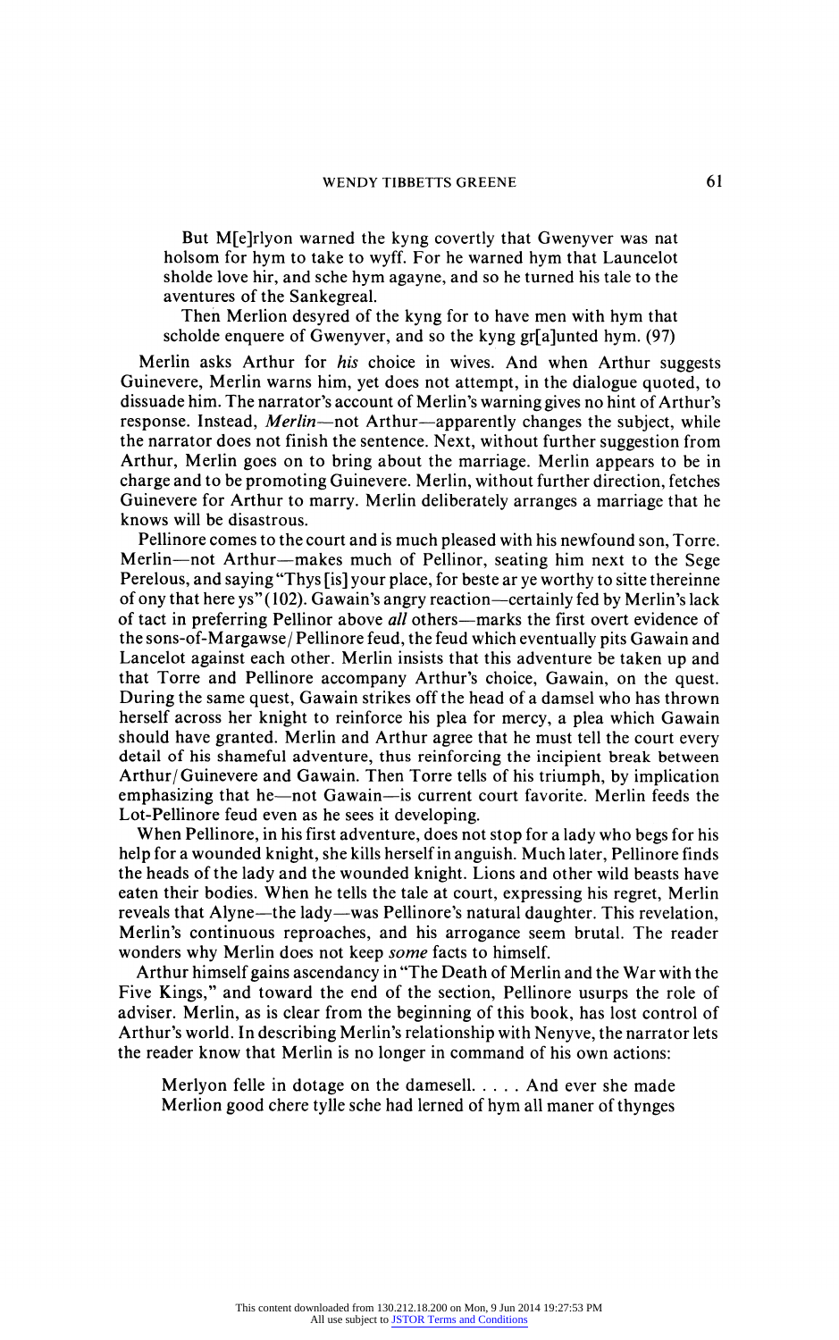> But M[e]rlyon warned the kyng covertly that Gwenyver was nat holsom for hym to take to wyff. For he warned hym that Launcelot sholde love hir, and sche hym agayne, and so he turned his tale to the aventures of the Sankegreal.
>
> Then Merlion desyred of the kyng for to have men with hym that scholde enquere of Gwenyver, and so the kyng gr[a]unted hym. (97)

Merlin asks Arthur for *his* choice in wives. And when Arthur suggests Guinevere, Merlin warns him, yet does not attempt, in the dialogue quoted, to dissuade him. The narrator's account of Merlin's warning gives no hint of Arthur's response. Instead, *Merlin*—not Arthur—apparently changes the subject, while the narrator does not finish the sentence. Next, without further suggestion from Arthur, Merlin goes on to bring about the marriage. Merlin appears to be in charge and to be promoting Guinevere. Merlin, without further direction, fetches Guinevere for Arthur to marry. Merlin deliberately arranges a marriage that he knows will be disastrous.

Pellinore comes to the court and is much pleased with his newfound son, Torre. Merlin—not Arthur—makes much of Pellinor, seating him next to the Sege Perelous, and saying "Thys [is] your place, for beste ar ye worthy to sitte thereinne of ony that here ys" (102). Gawain's angry reaction—certainly fed by Merlin's lack of tact in preferring Pellinor above *all* others—marks the first overt evidence of the sons-of-Margawse/Pellinore feud, the feud which eventually pits Gawain and Lancelot against each other. Merlin insists that this adventure be taken up and that Torre and Pellinore accompany Arthur's choice, Gawain, on the quest. During the same quest, Gawain strikes off the head of a damsel who has thrown herself across her knight to reinforce his plea for mercy, a plea which Gawain should have granted. Merlin and Arthur agree that he must tell the court every detail of his shameful adventure, thus reinforcing the incipient break between Arthur/Guinevere and Gawain. Then Torre tells of his triumph, by implication emphasizing that he—not Gawain—is current court favorite. Merlin feeds the Lot-Pellinore feud even as he sees it developing.

When Pellinore, in his first adventure, does not stop for a lady who begs for his help for a wounded knight, she kills herself in anguish. Much later, Pellinore finds the heads of the lady and the wounded knight. Lions and other wild beasts have eaten their bodies. When he tells the tale at court, expressing his regret, Merlin reveals that Alyne—the lady—was Pellinore's natural daughter. This revelation, Merlin's continuous reproaches, and his arrogance seem brutal. The reader wonders why Merlin does not keep *some* facts to himself.

Arthur himself gains ascendancy in "The Death of Merlin and the War with the Five Kings," and toward the end of the section, Pellinore usurps the role of adviser. Merlin, as is clear from the beginning of this book, has lost control of Arthur's world. In describing Merlin's relationship with Nenyve, the narrator lets the reader know that Merlin is no longer in command of his own actions:

> Merlyon felle in dotage on the damesell. . . . . And ever she made Merlion good chere tylle sche had lerned of hym all maner of thynges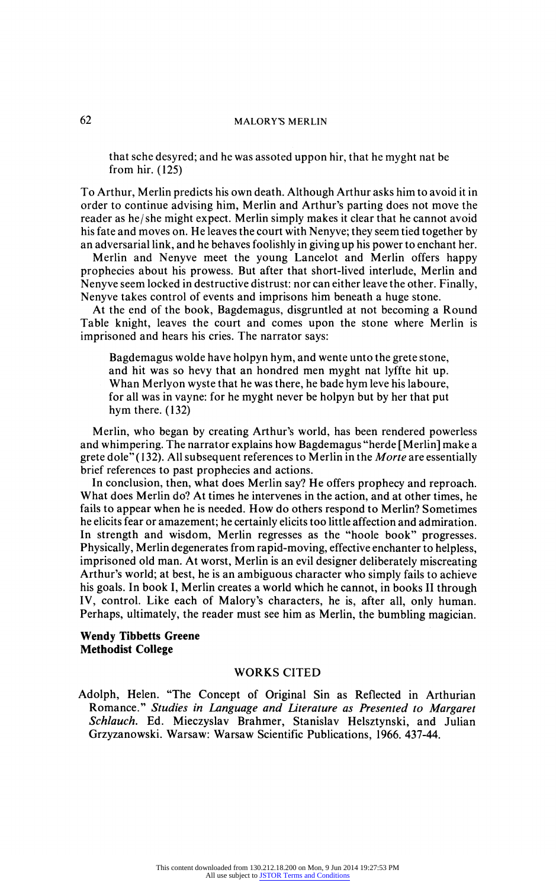> that sche desyred; and he was assoted uppon hir, that he myght nat be from hir. (125)

To Arthur, Merlin predicts his own death. Although Arthur asks him to avoid it in order to continue advising him, Merlin and Arthur's parting does not move the reader as he/she might expect. Merlin simply makes it clear that he cannot avoid his fate and moves on. He leaves the court with Nenyve; they seem tied together by an adversarial link, and he behaves foolishly in giving up his power to enchant her.

Merlin and Nenyve meet the young Lancelot and Merlin offers happy prophecies about his prowess. But after that short-lived interlude, Merlin and Nenyve seem locked in destructive distrust: nor can either leave the other. Finally, Nenyve takes control of events and imprisons him beneath a huge stone.

At the end of the book, Bagdemagus, disgruntled at not becoming a Round Table knight, leaves the court and comes upon the stone where Merlin is imprisoned and hears his cries. The narrator says:

> Bagdemagus wolde have holpyn hym, and wente unto the grete stone, and hit was so hevy that an hondred men myght nat lyffte hit up. Whan Merlyon wyste that he was there, he bade hym leve his laboure, for all was in vayne: for he myght never be holpyn but by her that put hym there. (132)

Merlin, who began by creating Arthur's world, has been rendered powerless and whimpering. The narrator explains how Bagdemagus "herde [Merlin] make a grete dole" (132). All subsequent references to Merlin in the *Morte* are essentially brief references to past prophecies and actions.

In conclusion, then, what does Merlin say? He offers prophecy and reproach. What does Merlin do? At times he intervenes in the action, and at other times, he fails to appear when he is needed. How do others respond to Merlin? Sometimes he elicits fear or amazement; he certainly elicits too little affection and admiration. In strength and wisdom, Merlin regresses as the "hoole book" progresses. Physically, Merlin degenerates from rapid-moving, effective enchanter to helpless, imprisoned old man. At worst, Merlin is an evil designer deliberately miscreating Arthur's world; at best, he is an ambiguous character who simply fails to achieve his goals. In book I, Merlin creates a world which he cannot, in books II through IV, control. Like each of Malory's characters, he is, after all, only human. Perhaps, ultimately, the reader must see him as Merlin, the bumbling magician.

**Wendy Tibbetts Greene**
**Methodist College**

## WORKS CITED

Adolph, Helen. "The Concept of Original Sin as Reflected in Arthurian Romance." *Studies in Language and Literature as Presented to Margaret Schlauch.* Ed. Mieczyslav Brahmer, Stanislav Helsztynski, and Julian Grzyzanowski. Warsaw: Warsaw Scientific Publications, 1966. 437-44.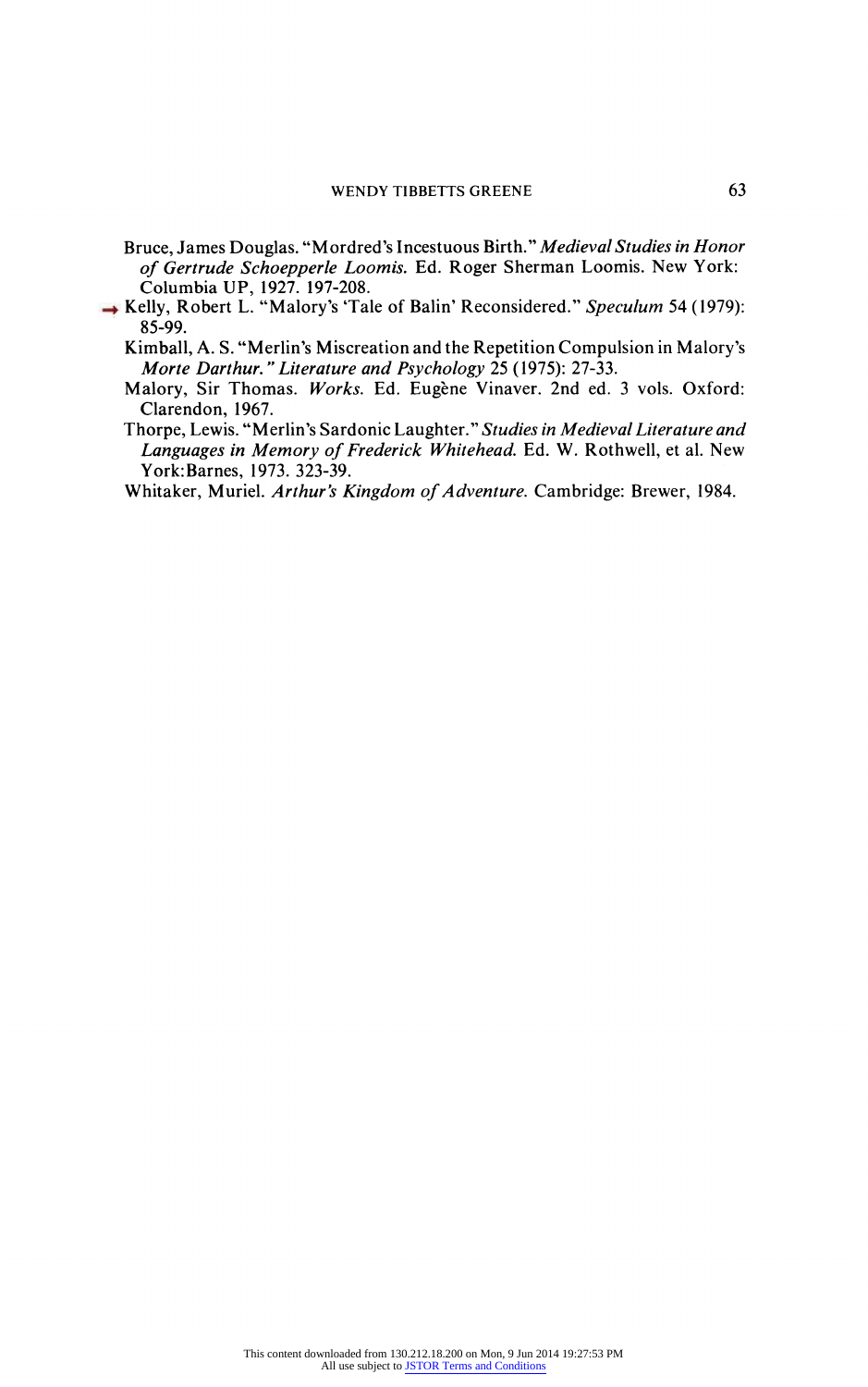Bruce, James Douglas. "Mordred's Incestuous Birth." *Medieval Studies in Honor of Gertrude Schoepperle Loomis.* Ed. Roger Sherman Loomis. New York: Columbia UP, 1927. 197-208.

Kelly, Robert L. "Malory's 'Tale of Balin' Reconsidered." *Speculum* 54 (1979): 85-99.

Kimball, A. S. "Merlin's Miscreation and the Repetition Compulsion in Malory's *Morte Darthur." Literature and Psychology* 25 (1975): 27-33.

Malory, Sir Thomas. *Works.* Ed. Eugène Vinaver. 2nd ed. 3 vols. Oxford: Clarendon, 1967.

Thorpe, Lewis. "Merlin's Sardonic Laughter." *Studies in Medieval Literature and Languages in Memory of Frederick Whitehead.* Ed. W. Rothwell, et al. New York:Barnes, 1973. 323-39.

Whitaker, Muriel. *Arthur's Kingdom of Adventure.* Cambridge: Brewer, 1984.